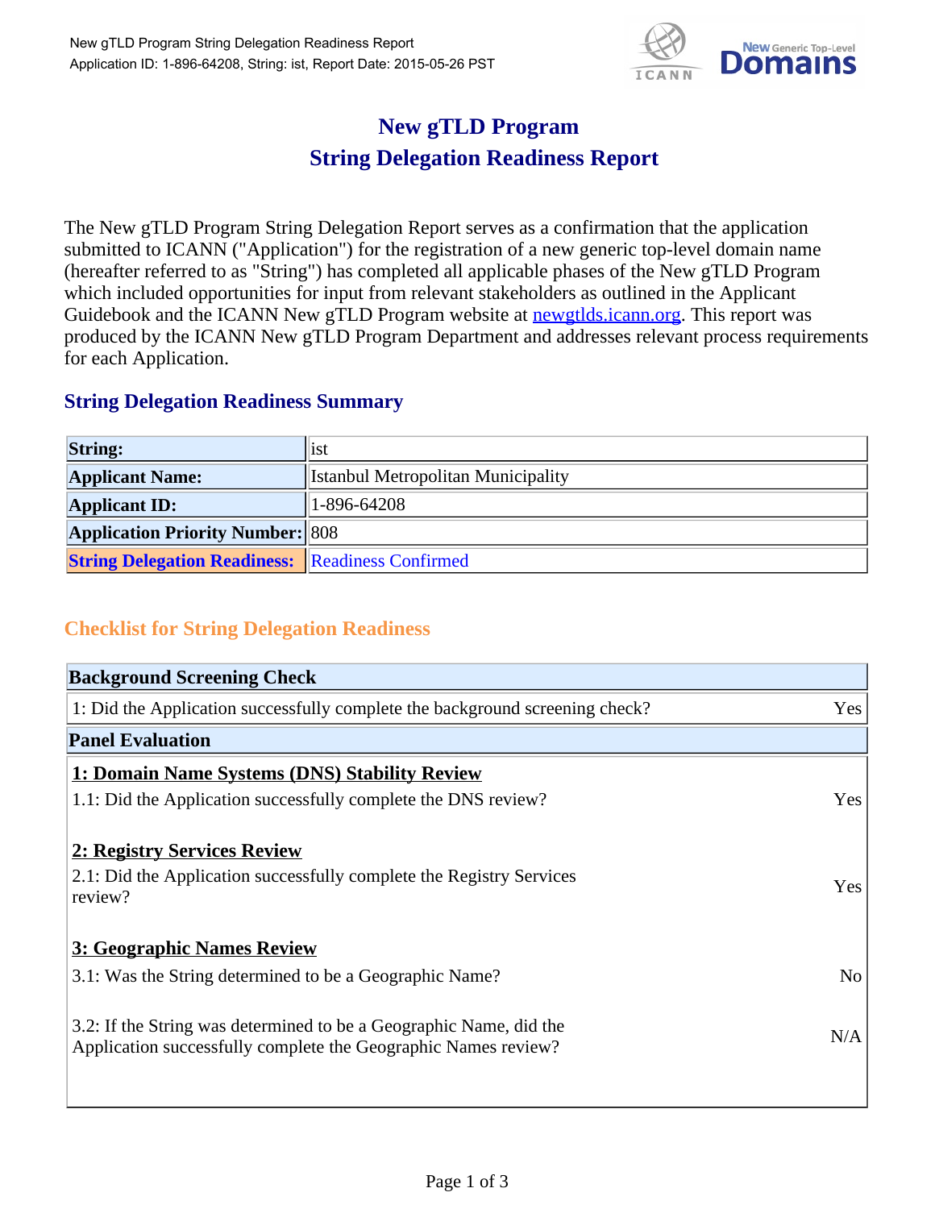# New gTLD Program
# String Delegation Readiness Report

The New gTLD Program String Delegation Report serves as a confirmation that the application submitted to ICANN ("Application") for the registration of a new generic top-level domain name (hereafter referred to as "String") has completed all applicable phases of the New gTLD Program which included opportunities for input from relevant stakeholders as outlined in the Applicant Guidebook and the ICANN New gTLD Program website at newgtlds.icann.org. This report was produced by the ICANN New gTLD Program Department and addresses relevant process requirements for each Application.

## String Delegation Readiness Summary

| | |
|---|---|
| **String:** | ist |
| **Applicant Name:** | Istanbul Metropolitan Municipality |
| **Applicant ID:** | 1-896-64208 |
| **Application Priority Number:** | 808 |
| **String Delegation Readiness:** | Readiness Confirmed |

## Checklist for String Delegation Readiness

| **Background Screening Check** | |
|---|---|
| 1: Did the Application successfully complete the background screening check? | Yes |
| **Panel Evaluation** | |
| **1: Domain Name Systems (DNS) Stability Review** | |
| 1.1: Did the Application successfully complete the DNS review? | Yes |
| **2: Registry Services Review** | |
| 2.1: Did the Application successfully complete the Registry Services review? | Yes |
| **3: Geographic Names Review** | |
| 3.1: Was the String determined to be a Geographic Name? | No |
| 3.2: If the String was determined to be a Geographic Name, did the Application successfully complete the Geographic Names review? | N/A |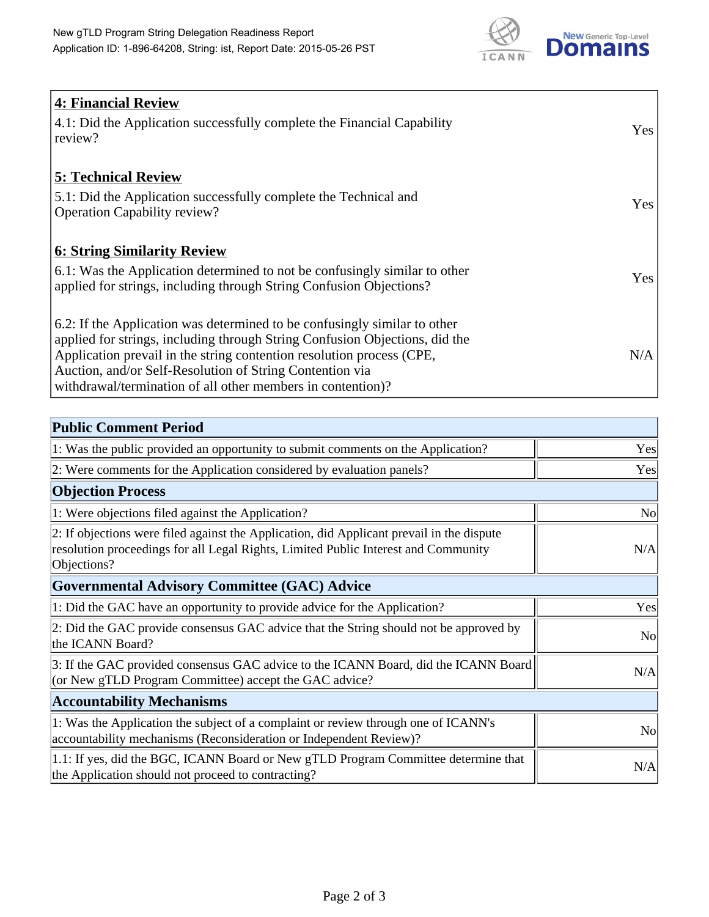| **4: Financial Review** | |
|---|---|
| 4.1: Did the Application successfully complete the Financial Capability review? | Yes |
| **5: Technical Review** | |
| 5.1: Did the Application successfully complete the Technical and Operation Capability review? | Yes |
| **6: String Similarity Review** | |
| 6.1: Was the Application determined to not be confusingly similar to other applied for strings, including through String Confusion Objections? | Yes |
| 6.2: If the Application was determined to be confusingly similar to other applied for strings, including through String Confusion Objections, did the Application prevail in the string contention resolution process (CPE, Auction, and/or Self-Resolution of String Contention via withdrawal/termination of all other members in contention)? | N/A |

| **Public Comment Period** | |
|---|---|
| 1: Was the public provided an opportunity to submit comments on the Application? | Yes |
| 2: Were comments for the Application considered by evaluation panels? | Yes |
| **Objection Process** | |
| 1: Were objections filed against the Application? | No |
| 2: If objections were filed against the Application, did Applicant prevail in the dispute resolution proceedings for all Legal Rights, Limited Public Interest and Community Objections? | N/A |
| **Governmental Advisory Committee (GAC) Advice** | |
| 1: Did the GAC have an opportunity to provide advice for the Application? | Yes |
| 2: Did the GAC provide consensus GAC advice that the String should not be approved by the ICANN Board? | No |
| 3: If the GAC provided consensus GAC advice to the ICANN Board, did the ICANN Board (or New gTLD Program Committee) accept the GAC advice? | N/A |
| **Accountability Mechanisms** | |
| 1: Was the Application the subject of a complaint or review through one of ICANN's accountability mechanisms (Reconsideration or Independent Review)? | No |
| 1.1: If yes, did the BGC, ICANN Board or New gTLD Program Committee determine that the Application should not proceed to contracting? | N/A |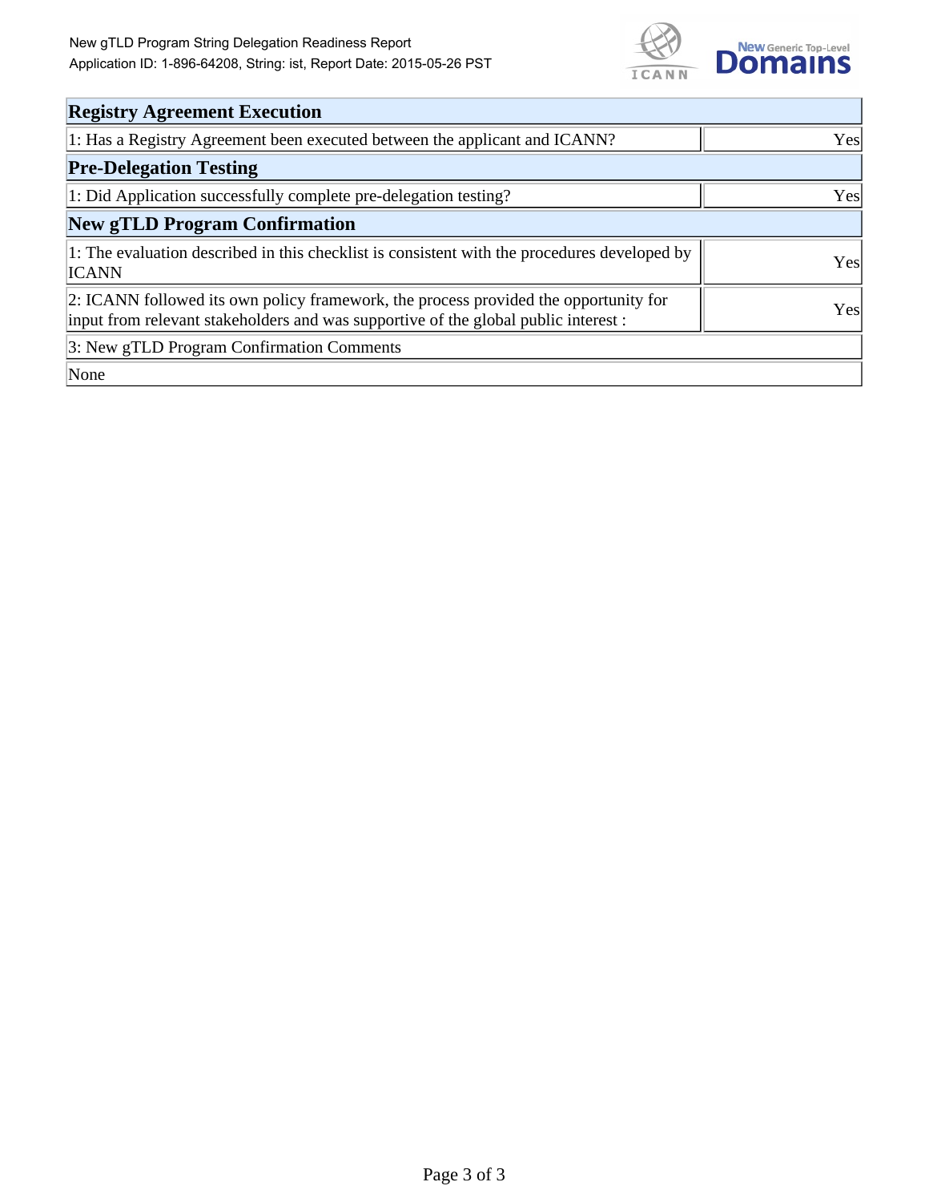## Registry Agreement Execution

| | |
|---|---|
| 1: Has a Registry Agreement been executed between the applicant and ICANN? | Yes |

## Pre-Delegation Testing

| | |
|---|---|
| 1: Did Application successfully complete pre-delegation testing? | Yes |

## New gTLD Program Confirmation

| | |
|---|---|
| 1: The evaluation described in this checklist is consistent with the procedures developed by ICANN | Yes |
| 2: ICANN followed its own policy framework, the process provided the opportunity for input from relevant stakeholders and was supportive of the global public interest : | Yes |

3: New gTLD Program Confirmation Comments

None